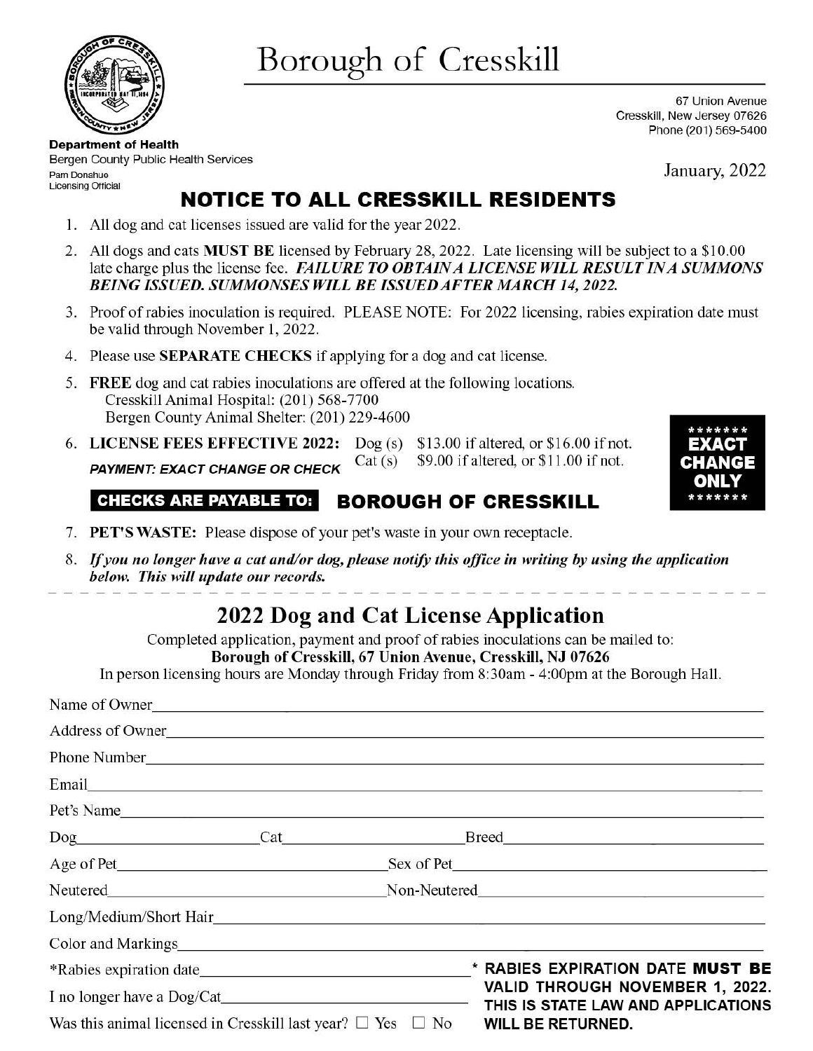# Borough of Cresskill

67 Union Avenue
Cresskill, New Jersey 07626
Phone (201) 569-5400

**Department of Health**
Bergen County Public Health Services
Pam Donahue
Licensing Official

January, 2022

## NOTICE TO ALL CRESSKILL RESIDENTS

1. All dog and cat licenses issued are valid for the year 2022.
2. All dogs and cats **MUST BE** licensed by February 28, 2022. Late licensing will be subject to a $10.00 late charge plus the license fee. ***FAILURE TO OBTAIN A LICENSE WILL RESULT IN A SUMMONS BEING ISSUED. SUMMONSES WILL BE ISSUED AFTER MARCH 14, 2022.***
3. Proof of rabies inoculation is required. PLEASE NOTE: For 2022 licensing, rabies expiration date must be valid through November 1, 2022.
4. Please use **SEPARATE CHECKS** if applying for a dog and cat license.
5. **FREE** dog and cat rabies inoculations are offered at the following locations.
   Cresskill Animal Hospital: (201) 568-7700
   Bergen County Animal Shelter: (201) 229-4600
6. **LICENSE FEES EFFECTIVE 2022:** Dog (s) $13.00 if altered, or $16.00 if not. Cat (s) $9.00 if altered, or $11.00 if not.
   ***PAYMENT: EXACT CHANGE OR CHECK***

   **CHECKS ARE PAYABLE TO: BOROUGH OF CRESSKILL**

   **\*\*\*\*\*\*\* EXACT CHANGE ONLY \*\*\*\*\*\*\***
7. **PET'S WASTE:** Please dispose of your pet's waste in your own receptacle.
8. ***If you no longer have a cat and/or dog, please notify this office in writing by using the application below. This will update our records.***

---

## 2022 Dog and Cat License Application

Completed application, payment and proof of rabies inoculations can be mailed to:
**Borough of Cresskill, 67 Union Avenue, Cresskill, NJ 07626**
In person licensing hours are Monday through Friday from 8:30am - 4:00pm at the Borough Hall.

Name of Owner\_\_\_\_\_\_\_\_\_\_\_\_\_\_\_\_\_\_\_\_

Address of Owner\_\_\_\_\_\_\_\_\_\_\_\_\_\_\_\_\_\_\_\_

Phone Number\_\_\_\_\_\_\_\_\_\_\_\_\_\_\_\_\_\_\_\_

Email\_\_\_\_\_\_\_\_\_\_\_\_\_\_\_\_\_\_\_\_

Pet's Name\_\_\_\_\_\_\_\_\_\_\_\_\_\_\_\_\_\_\_\_

Dog\_\_\_\_\_\_\_\_\_\_ Cat\_\_\_\_\_\_\_\_\_\_ Breed\_\_\_\_\_\_\_\_\_\_

Age of Pet\_\_\_\_\_\_\_\_\_\_ Sex of Pet\_\_\_\_\_\_\_\_\_\_

Neutered\_\_\_\_\_\_\_\_\_\_ Non-Neutered\_\_\_\_\_\_\_\_\_\_

Long/Medium/Short Hair\_\_\_\_\_\_\_\_\_\_\_\_\_\_\_\_\_\_\_\_

Color and Markings\_\_\_\_\_\_\_\_\_\_\_\_\_\_\_\_\_\_\_\_

*Rabies expiration date\_\_\_\_\_\_\_\_\_\_\_\_\_\_\_\_\_\_\_\_

I no longer have a Dog/Cat\_\_\_\_\_\_\_\_\_\_\_\_\_\_\_\_\_\_\_\_

Was this animal licensed in Cresskill last year? ☐ Yes ☐ No

**\* RABIES EXPIRATION DATE MUST BE VALID THROUGH NOVEMBER 1, 2022. THIS IS STATE LAW AND APPLICATIONS WILL BE RETURNED.**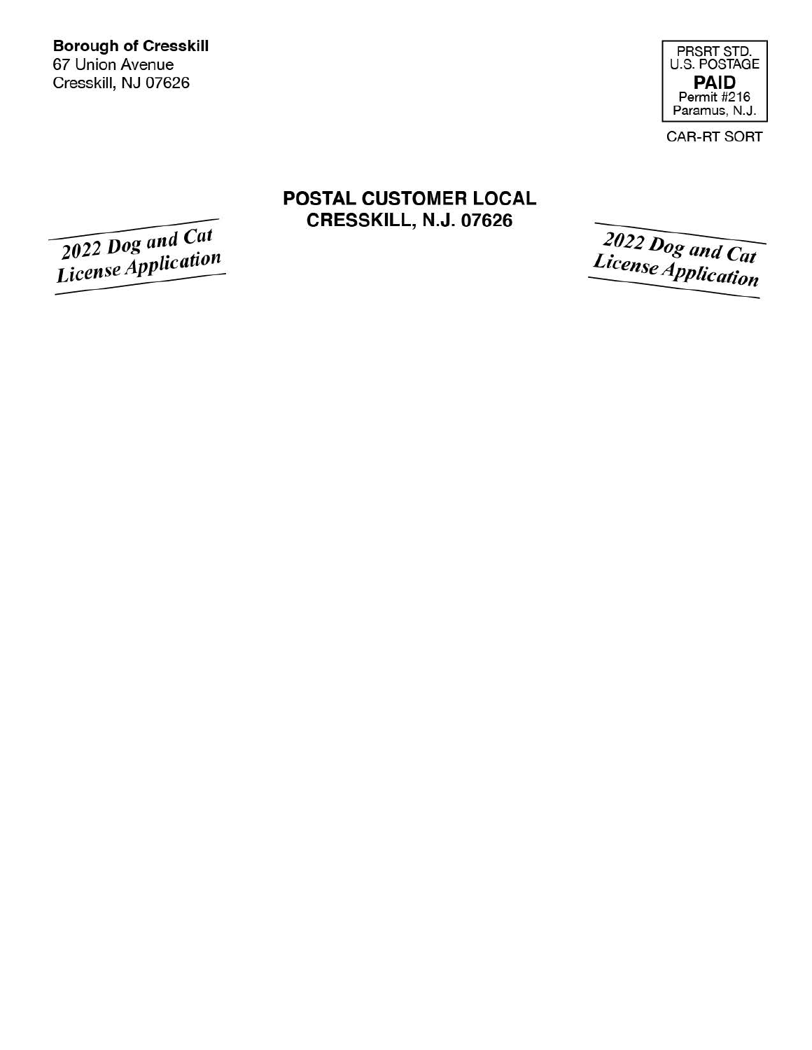**Borough of Cresskill**
67 Union Avenue
Cresskill, NJ 07626

PRSRT STD.
U.S. POSTAGE
**PAID**
Permit #216
Paramus, N.J.

CAR-RT SORT

**POSTAL CUSTOMER LOCAL**
**CRESSKILL, N.J. 07626**

*2022 Dog and Cat License Application*

*2022 Dog and Cat License Application*